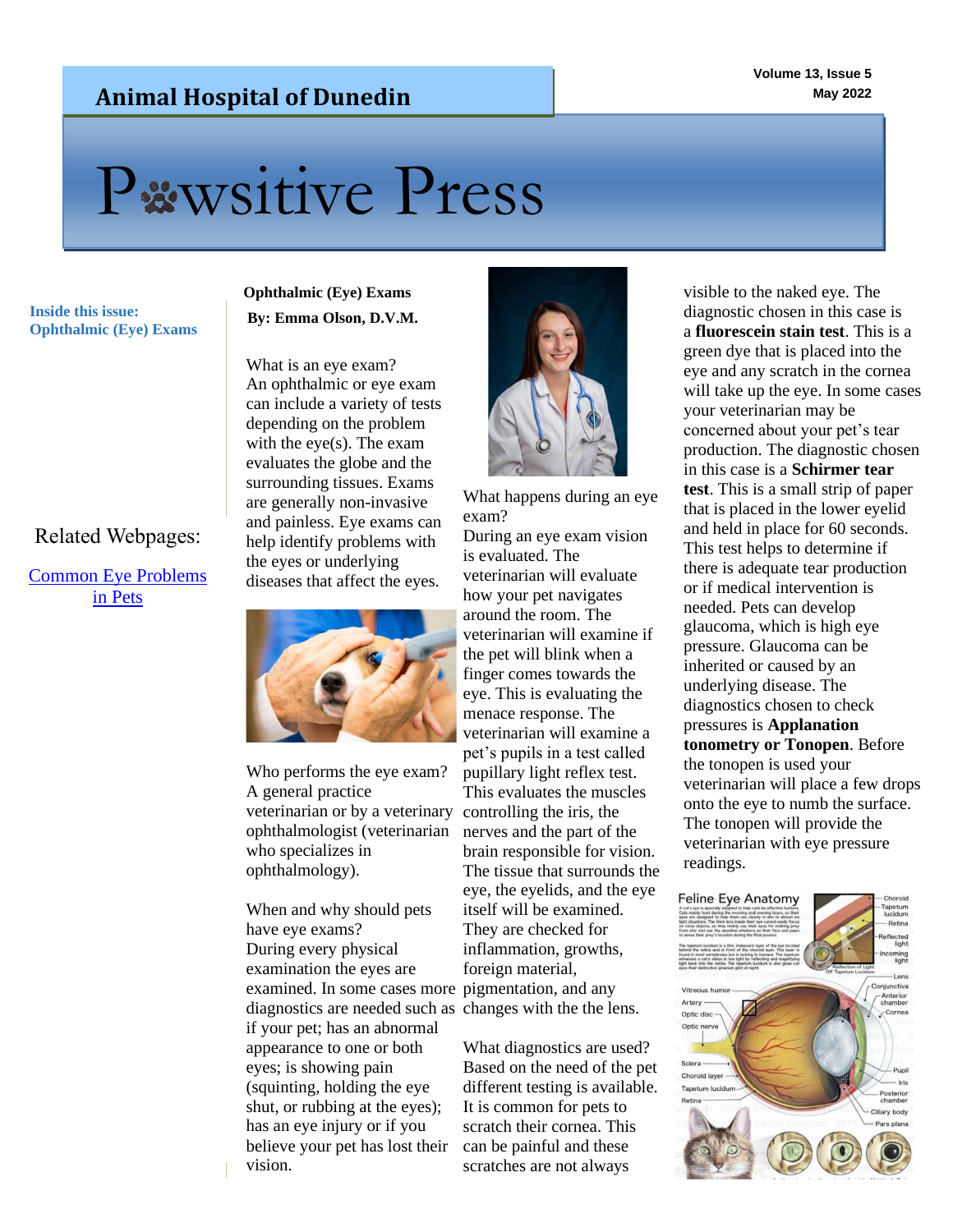# Animal Hospital of Dunedin

Volume 13, Issue 5
May 2022

# Pawsitive Press

**Inside this issue:**
**Ophthalmic (Eye) Exams**

Related Webpages:

[Common Eye Problems in Pets]

## Ophthalmic (Eye) Exams

**By: Emma Olson, D.V.M.**

What is an eye exam?
An ophthalmic or eye exam can include a variety of tests depending on the problem with the eye(s). The exam evaluates the globe and the surrounding tissues. Exams are generally non-invasive and painless. Eye exams can help identify problems with the eyes or underlying diseases that affect the eyes.

Who performs the eye exam?
A general practice veterinarian or by a veterinary ophthalmologist (veterinarian who specializes in ophthalmology).

When and why should pets have eye exams?
During every physical examination the eyes are examined. In some cases more diagnostics are needed such as if your pet; has an abnormal appearance to one or both eyes; is showing pain (squinting, holding the eye shut, or rubbing at the eyes); has an eye injury or if you believe your pet has lost their vision.

What happens during an eye exam?
During an eye exam vision is evaluated. The veterinarian will evaluate how your pet navigates around the room. The veterinarian will examine if the pet will blink when a finger comes towards the eye. This is evaluating the menace response. The veterinarian will examine a pet's pupils in a test called pupillary light reflex test. This evaluates the muscles controlling the iris, the nerves and the part of the brain responsible for vision. The tissue that surrounds the eye, the eyelids, and the eye itself will be examined. They are checked for inflammation, growths, foreign material, pigmentation, and any changes with the the lens.

What diagnostics are used?
Based on the need of the pet different testing is available. It is common for pets to scratch their cornea. This can be painful and these scratches are not always visible to the naked eye. The diagnostic chosen in this case is a **fluorescein stain test**. This is a green dye that is placed into the eye and any scratch in the cornea will take up the eye. In some cases your veterinarian may be concerned about your pet's tear production. The diagnostic chosen in this case is a **Schirmer tear test**. This is a small strip of paper that is placed in the lower eyelid and held in place for 60 seconds. This test helps to determine if there is adequate tear production or if medical intervention is needed. Pets can develop glaucoma, which is high eye pressure. Glaucoma can be inherited or caused by an underlying disease. The diagnostics chosen to check pressures is **Applanation tonometry or Tonopen**. Before the tonopen is used your veterinarian will place a few drops onto the eye to numb the surface. The tonopen will provide the veterinarian with eye pressure readings.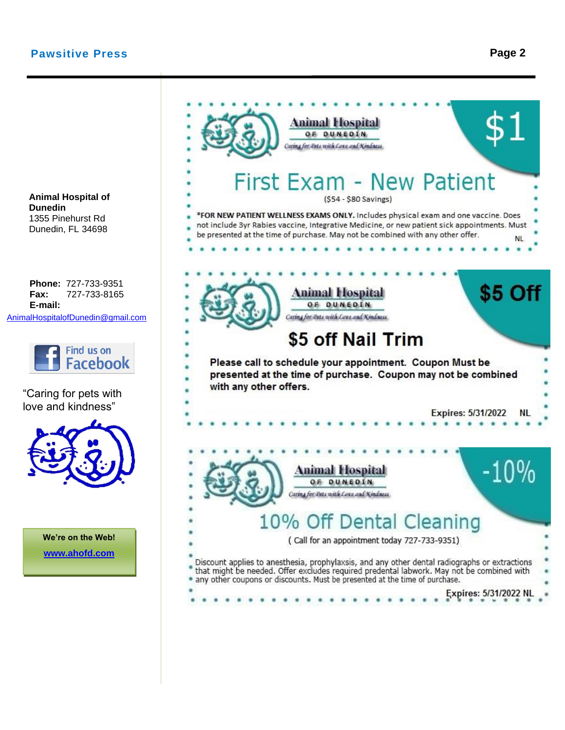**Animal Hospital of Dunedin**
1355 Pinehurst Rd
Dunedin, FL 34698

**Phone:** 727-733-9351
**Fax:** 727-733-8165
**E-mail:**
AnimalHospitalofDunedin@gmail.com

Find us on Facebook

"Caring for pets with love and kindness"

**We're on the Web!**
**www.ahofd.com**

---

**Animal Hospital OF DUNEDIN**
*Caring for Pets with Love and Kindness*

## $1

## First Exam - New Patient

($54 - $80 Savings)

**\*FOR NEW PATIENT WELLNESS EXAMS ONLY.** Includes physical exam and one vaccine. Does not include 3yr Rabies vaccine, Integrative Medicine, or new patient sick appointments. Must be presented at the time of purchase. May not be combined with any other offer.

NL

---

**Animal Hospital OF DUNEDIN**
*Caring for Pets with Love and Kindness*

## $5 Off

## $5 off Nail Trim

**Please call to schedule your appointment. Coupon Must be presented at the time of purchase. Coupon may not be combined with any other offers.**

Expires: 5/31/2022 NL

---

**Animal Hospital OF DUNEDIN**
*Caring for Pets with Love and Kindness*

## -10%

## 10% Off Dental Cleaning

( Call for an appointment today 727-733-9351)

Discount applies to anesthesia, prophylaxsis, and any other dental radiographs or extractions that might be needed. Offer excludes required predental labwork. May not be combined with any other coupons or discounts. Must be presented at the time of purchase.

Expires: 5/31/2022 NL